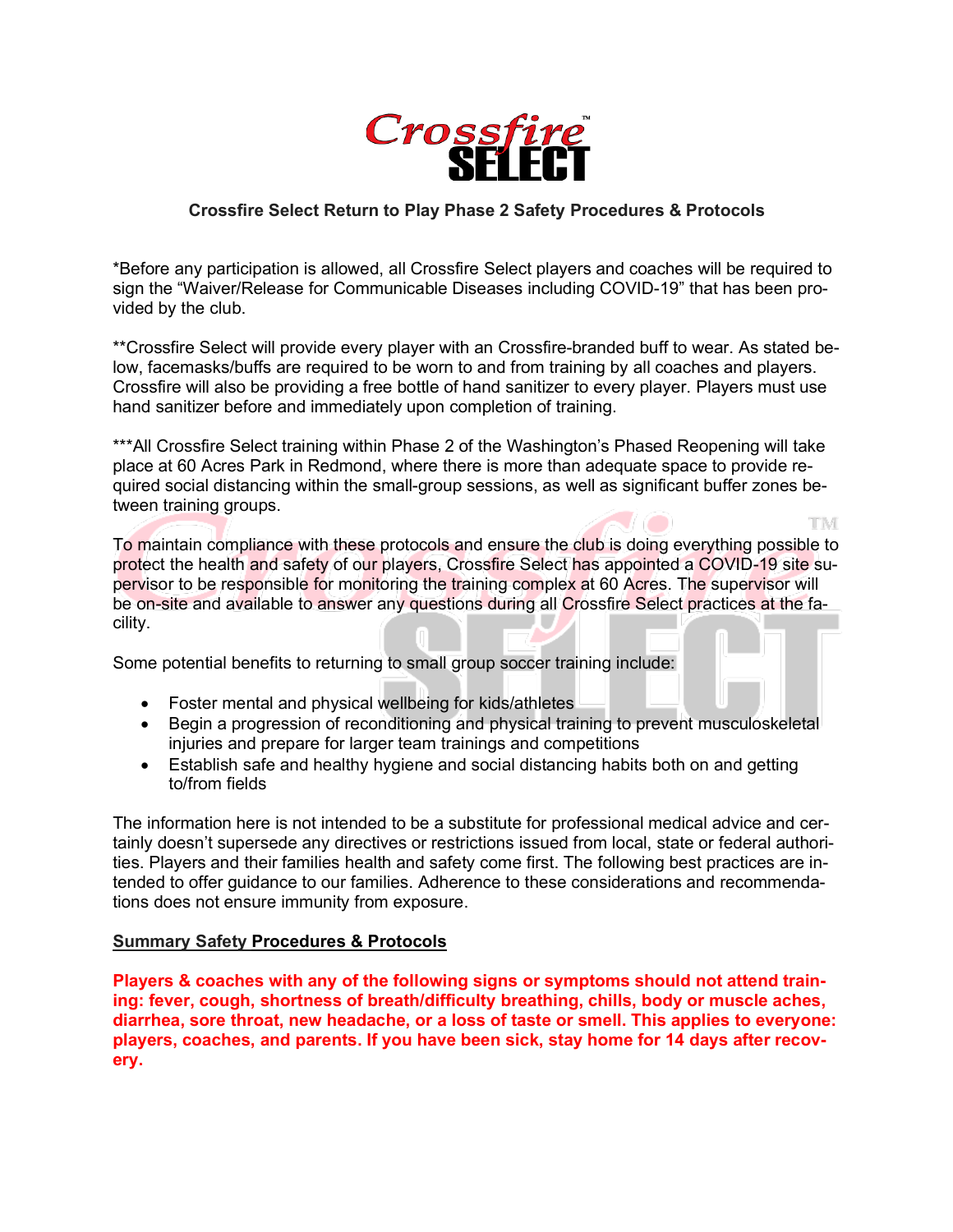# Crossfire Select

## Crossfire Select Return to Play Phase 2 Safety Procedures & Protocols

*Before any participation is allowed, all Crossfire Select players and coaches will be required to sign the "Waiver/Release for Communicable Diseases including COVID-19" that has been provided by the club.

**Crossfire Select will provide every player with an Crossfire-branded buff to wear. As stated below, facemasks/buffs are required to be worn to and from training by all coaches and players. Crossfire will also be providing a free bottle of hand sanitizer to every player. Players must use hand sanitizer before and immediately upon completion of training.

***All Crossfire Select training within Phase 2 of the Washington's Phased Reopening will take place at 60 Acres Park in Redmond, where there is more than adequate space to provide required social distancing within the small-group sessions, as well as significant buffer zones between training groups.

To maintain compliance with these protocols and ensure the club is doing everything possible to protect the health and safety of our players, Crossfire Select has appointed a COVID-19 site supervisor to be responsible for monitoring the training complex at 60 Acres. The supervisor will be on-site and available to answer any questions during all Crossfire Select practices at the facility.

Some potential benefits to returning to small group soccer training include:

- Foster mental and physical wellbeing for kids/athletes
- Begin a progression of reconditioning and physical training to prevent musculoskeletal injuries and prepare for larger team trainings and competitions
- Establish safe and healthy hygiene and social distancing habits both on and getting to/from fields

The information here is not intended to be a substitute for professional medical advice and certainly doesn't supersede any directives or restrictions issued from local, state or federal authorities. Players and their families health and safety come first. The following best practices are intended to offer guidance to our families. Adherence to these considerations and recommendations does not ensure immunity from exposure.

### Summary Safety Procedures & Protocols

**Players & coaches with any of the following signs or symptoms should not attend training: fever, cough, shortness of breath/difficulty breathing, chills, body or muscle aches, diarrhea, sore throat, new headache, or a loss of taste or smell. This applies to everyone: players, coaches, and parents. If you have been sick, stay home for 14 days after recovery.**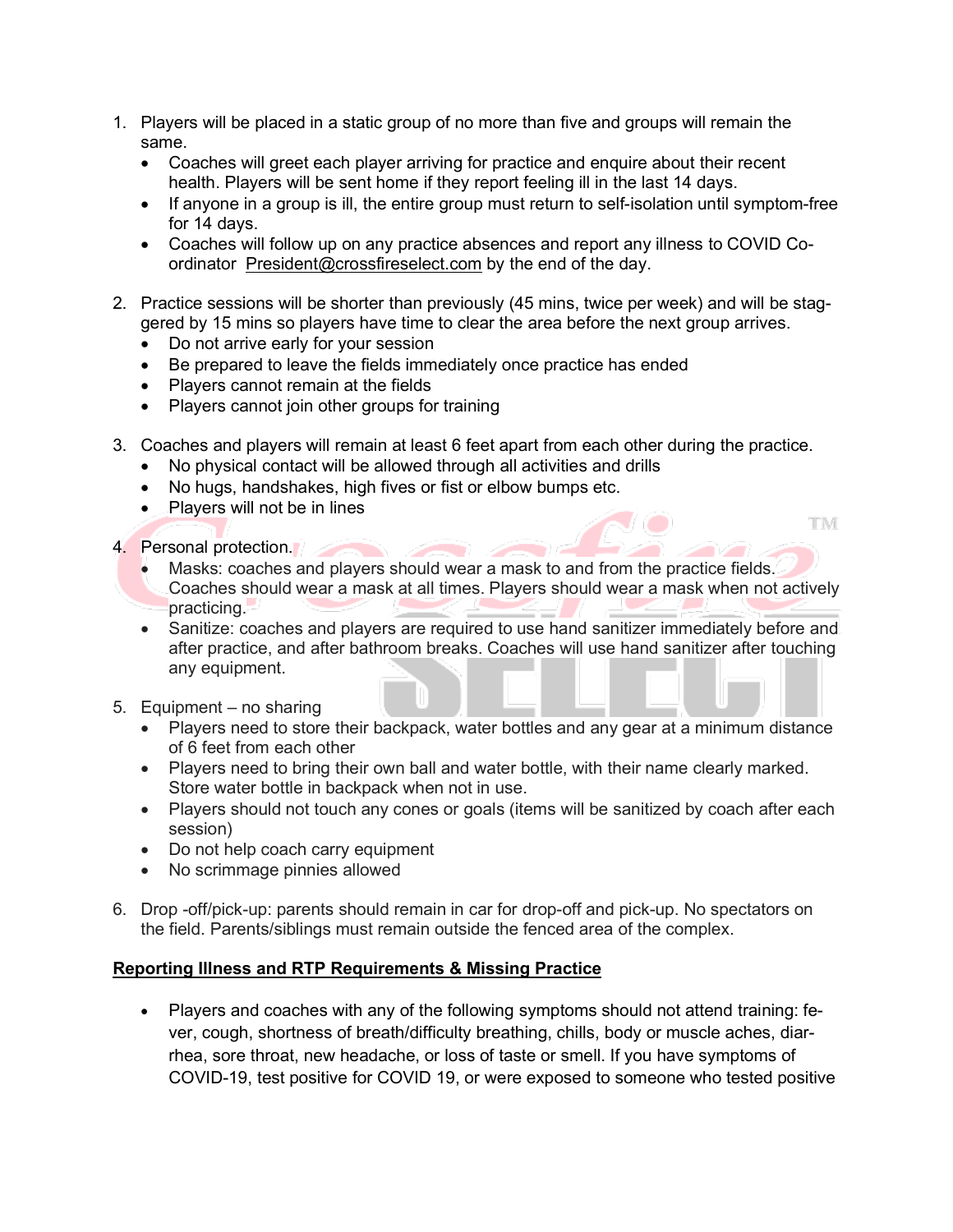1. Players will be placed in a static group of no more than five and groups will remain the same.
   - Coaches will greet each player arriving for practice and enquire about their recent health. Players will be sent home if they report feeling ill in the last 14 days.
   - If anyone in a group is ill, the entire group must return to self-isolation until symptom-free for 14 days.
   - Coaches will follow up on any practice absences and report any illness to COVID Co-ordinator President@crossfireselect.com by the end of the day.

2. Practice sessions will be shorter than previously (45 mins, twice per week) and will be staggered by 15 mins so players have time to clear the area before the next group arrives.
   - Do not arrive early for your session
   - Be prepared to leave the fields immediately once practice has ended
   - Players cannot remain at the fields
   - Players cannot join other groups for training

3. Coaches and players will remain at least 6 feet apart from each other during the practice.
   - No physical contact will be allowed through all activities and drills
   - No hugs, handshakes, high fives or fist or elbow bumps etc.
   - Players will not be in lines

4. Personal protection.
   - Masks: coaches and players should wear a mask to and from the practice fields. Coaches should wear a mask at all times. Players should wear a mask when not actively practicing.
   - Sanitize: coaches and players are required to use hand sanitizer immediately before and after practice, and after bathroom breaks. Coaches will use hand sanitizer after touching any equipment.

5. Equipment – no sharing
   - Players need to store their backpack, water bottles and any gear at a minimum distance of 6 feet from each other
   - Players need to bring their own ball and water bottle, with their name clearly marked. Store water bottle in backpack when not in use.
   - Players should not touch any cones or goals (items will be sanitized by coach after each session)
   - Do not help coach carry equipment
   - No scrimmage pinnies allowed

6. Drop -off/pick-up: parents should remain in car for drop-off and pick-up. No spectators on the field. Parents/siblings must remain outside the fenced area of the complex.

**<u>Reporting Illness and RTP Requirements & Missing Practice</u>**

- Players and coaches with any of the following symptoms should not attend training: fever, cough, shortness of breath/difficulty breathing, chills, body or muscle aches, diarrhea, sore throat, new headache, or loss of taste or smell. If you have symptoms of COVID-19, test positive for COVID 19, or were exposed to someone who tested positive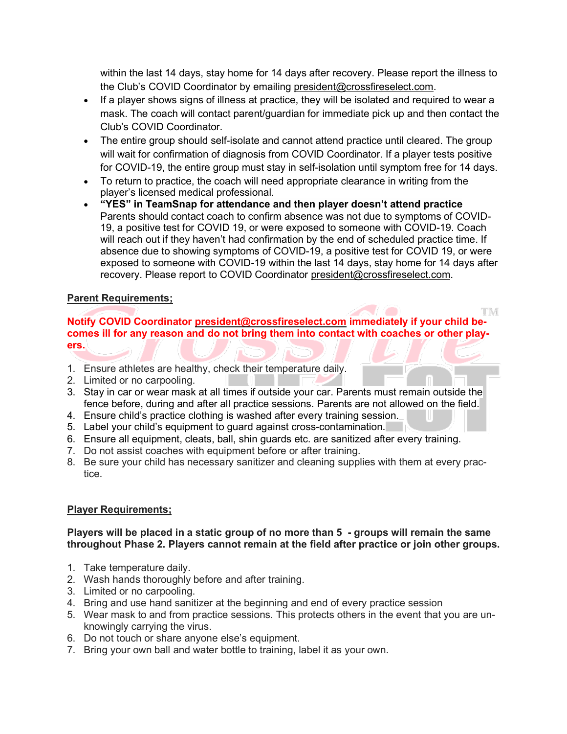within the last 14 days, stay home for 14 days after recovery. Please report the illness to the Club's COVID Coordinator by emailing president@crossfireselect.com.

- If a player shows signs of illness at practice, they will be isolated and required to wear a mask. The coach will contact parent/guardian for immediate pick up and then contact the Club's COVID Coordinator.
- The entire group should self-isolate and cannot attend practice until cleared. The group will wait for confirmation of diagnosis from COVID Coordinator. If a player tests positive for COVID-19, the entire group must stay in self-isolation until symptom free for 14 days.
- To return to practice, the coach will need appropriate clearance in writing from the player's licensed medical professional.
- **"YES" in TeamSnap for attendance and then player doesn't attend practice** Parents should contact coach to confirm absence was not due to symptoms of COVID-19, a positive test for COVID 19, or were exposed to someone with COVID-19. Coach will reach out if they haven't had confirmation by the end of scheduled practice time. If absence due to showing symptoms of COVID-19, a positive test for COVID 19, or were exposed to someone with COVID-19 within the last 14 days, stay home for 14 days after recovery. Please report to COVID Coordinator president@crossfireselect.com.

## Parent Requirements;

**Notify COVID Coordinator president@crossfireselect.com immediately if your child becomes ill for any reason and do not bring them into contact with coaches or other players.**

1. Ensure athletes are healthy, check their temperature daily.
2. Limited or no carpooling.
3. Stay in car or wear mask at all times if outside your car. Parents must remain outside the fence before, during and after all practice sessions. Parents are not allowed on the field.
4. Ensure child's practice clothing is washed after every training session.
5. Label your child's equipment to guard against cross-contamination.
6. Ensure all equipment, cleats, ball, shin guards etc. are sanitized after every training.
7. Do not assist coaches with equipment before or after training.
8. Be sure your child has necessary sanitizer and cleaning supplies with them at every practice.

## Player Requirements;

**Players will be placed in a static group of no more than 5 - groups will remain the same throughout Phase 2. Players cannot remain at the field after practice or join other groups.**

1. Take temperature daily.
2. Wash hands thoroughly before and after training.
3. Limited or no carpooling.
4. Bring and use hand sanitizer at the beginning and end of every practice session
5. Wear mask to and from practice sessions. This protects others in the event that you are unknowingly carrying the virus.
6. Do not touch or share anyone else's equipment.
7. Bring your own ball and water bottle to training, label it as your own.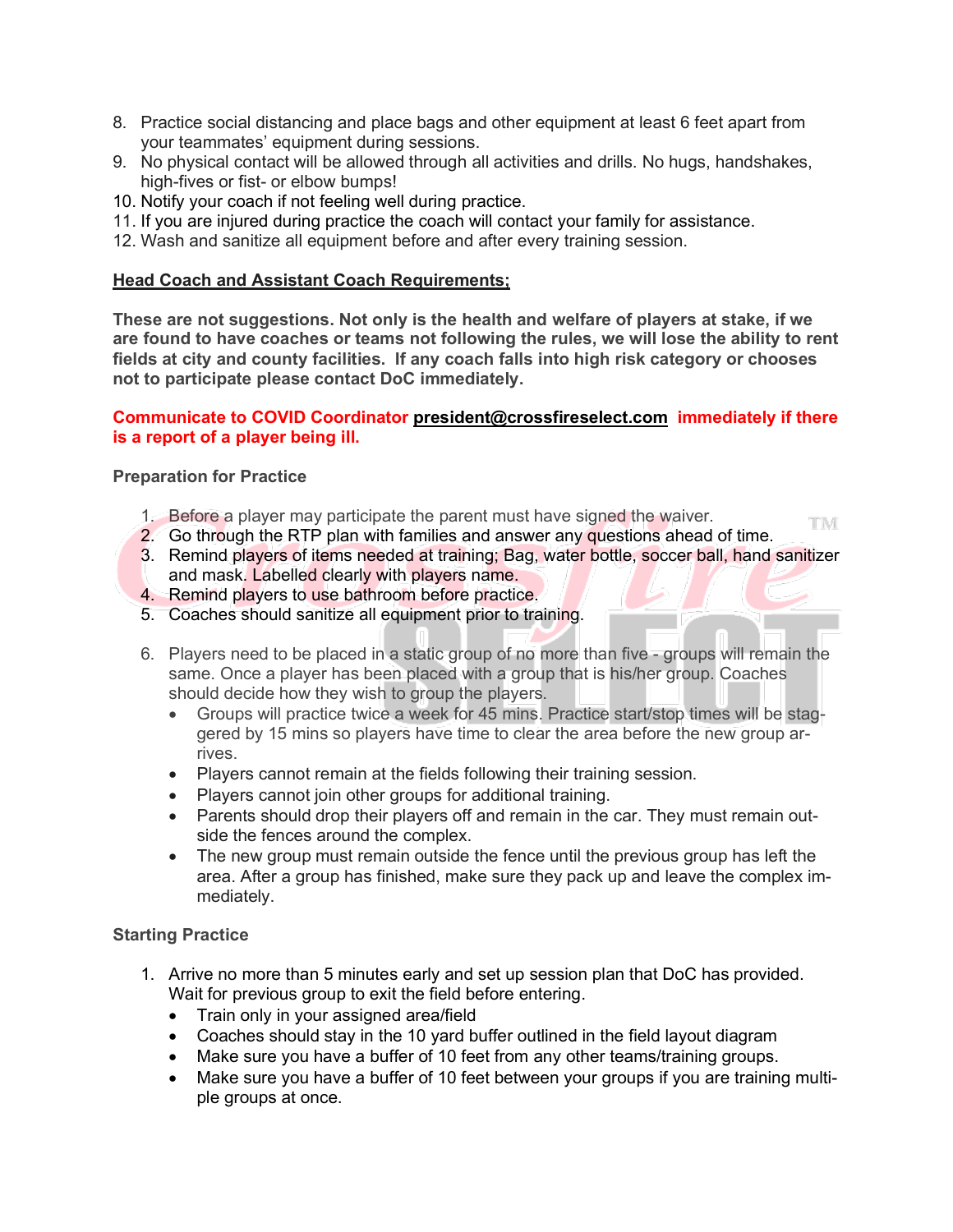8. Practice social distancing and place bags and other equipment at least 6 feet apart from your teammates' equipment during sessions.
9. No physical contact will be allowed through all activities and drills. No hugs, handshakes, high-fives or fist- or elbow bumps!
10. Notify your coach if not feeling well during practice.
11. If you are injured during practice the coach will contact your family for assistance.
12. Wash and sanitize all equipment before and after every training session.

**Head Coach and Assistant Coach Requirements;**

**These are not suggestions. Not only is the health and welfare of players at stake, if we are found to have coaches or teams not following the rules, we will lose the ability to rent fields at city and county facilities. If any coach falls into high risk category or chooses not to participate please contact DoC immediately.**

**Communicate to COVID Coordinator president@crossfireselect.com immediately if there is a report of a player being ill.**

**Preparation for Practice**

1. Before a player may participate the parent must have signed the waiver.
2. Go through the RTP plan with families and answer any questions ahead of time.
3. Remind players of items needed at training; Bag, water bottle, soccer ball, hand sanitizer and mask. Labelled clearly with players name.
4. Remind players to use bathroom before practice.
5. Coaches should sanitize all equipment prior to training.

6. Players need to be placed in a static group of no more than five - groups will remain the same. Once a player has been placed with a group that is his/her group. Coaches should decide how they wish to group the players.
   - Groups will practice twice a week for 45 mins. Practice start/stop times will be staggered by 15 mins so players have time to clear the area before the new group arrives.
   - Players cannot remain at the fields following their training session.
   - Players cannot join other groups for additional training.
   - Parents should drop their players off and remain in the car. They must remain outside the fences around the complex.
   - The new group must remain outside the fence until the previous group has left the area. After a group has finished, make sure they pack up and leave the complex immediately.

**Starting Practice**

1. Arrive no more than 5 minutes early and set up session plan that DoC has provided. Wait for previous group to exit the field before entering.
   - Train only in your assigned area/field
   - Coaches should stay in the 10 yard buffer outlined in the field layout diagram
   - Make sure you have a buffer of 10 feet from any other teams/training groups.
   - Make sure you have a buffer of 10 feet between your groups if you are training multiple groups at once.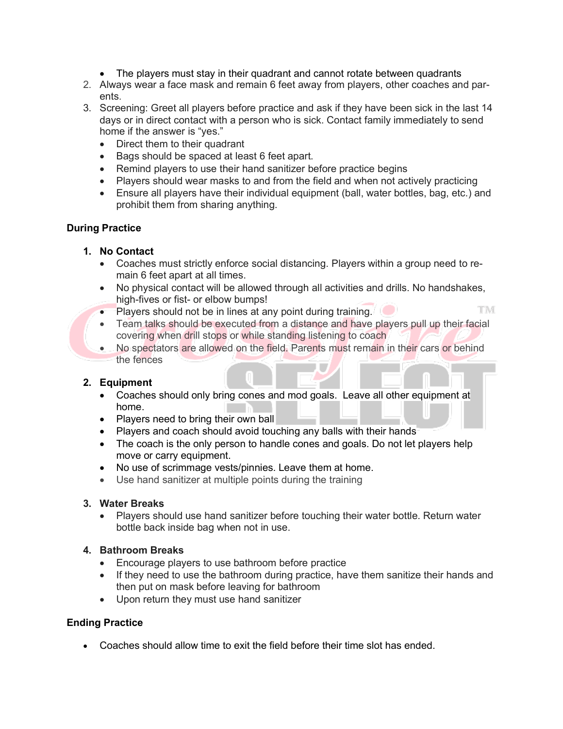- The players must stay in their quadrant and cannot rotate between quadrants

2. Always wear a face mask and remain 6 feet away from players, other coaches and parents.
3. Screening: Greet all players before practice and ask if they have been sick in the last 14 days or in direct contact with a person who is sick. Contact family immediately to send home if the answer is "yes."
   - Direct them to their quadrant
   - Bags should be spaced at least 6 feet apart.
   - Remind players to use their hand sanitizer before practice begins
   - Players should wear masks to and from the field and when not actively practicing
   - Ensure all players have their individual equipment (ball, water bottles, bag, etc.) and prohibit them from sharing anything.

**During Practice**

1. **No Contact**
   - Coaches must strictly enforce social distancing. Players within a group need to remain 6 feet apart at all times.
   - No physical contact will be allowed through all activities and drills. No handshakes, high-fives or fist- or elbow bumps!
   - Players should not be in lines at any point during training.
   - Team talks should be executed from a distance and have players pull up their facial covering when drill stops or while standing listening to coach
   - No spectators are allowed on the field. Parents must remain in their cars or behind the fences

2. **Equipment**
   - Coaches should only bring cones and mod goals. Leave all other equipment at home.
   - Players need to bring their own ball
   - Players and coach should avoid touching any balls with their hands
   - The coach is the only person to handle cones and goals. Do not let players help move or carry equipment.
   - No use of scrimmage vests/pinnies. Leave them at home.
   - Use hand sanitizer at multiple points during the training

3. **Water Breaks**
   - Players should use hand sanitizer before touching their water bottle. Return water bottle back inside bag when not in use.

4. **Bathroom Breaks**
   - Encourage players to use bathroom before practice
   - If they need to use the bathroom during practice, have them sanitize their hands and then put on mask before leaving for bathroom
   - Upon return they must use hand sanitizer

**Ending Practice**

- Coaches should allow time to exit the field before their time slot has ended.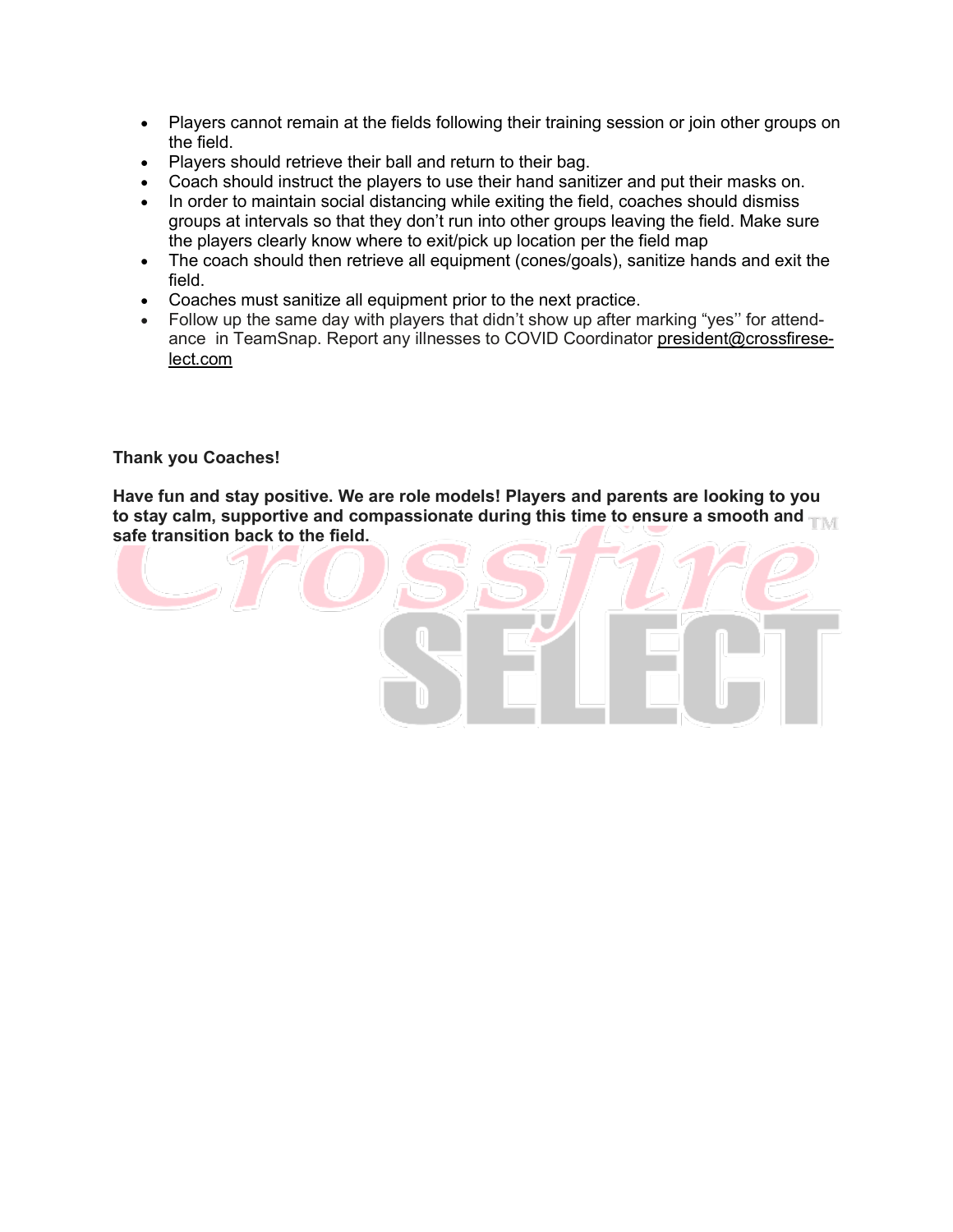- Players cannot remain at the fields following their training session or join other groups on the field.
- Players should retrieve their ball and return to their bag.
- Coach should instruct the players to use their hand sanitizer and put their masks on.
- In order to maintain social distancing while exiting the field, coaches should dismiss groups at intervals so that they don't run into other groups leaving the field. Make sure the players clearly know where to exit/pick up location per the field map
- The coach should then retrieve all equipment (cones/goals), sanitize hands and exit the field.
- Coaches must sanitize all equipment prior to the next practice.
- Follow up the same day with players that didn't show up after marking "yes'' for attendance in TeamSnap. Report any illnesses to COVID Coordinator president@crossfireselect.com

**Thank you Coaches!**

**Have fun and stay positive. We are role models! Players and parents are looking to you to stay calm, supportive and compassionate during this time to ensure a smooth and safe transition back to the field.**